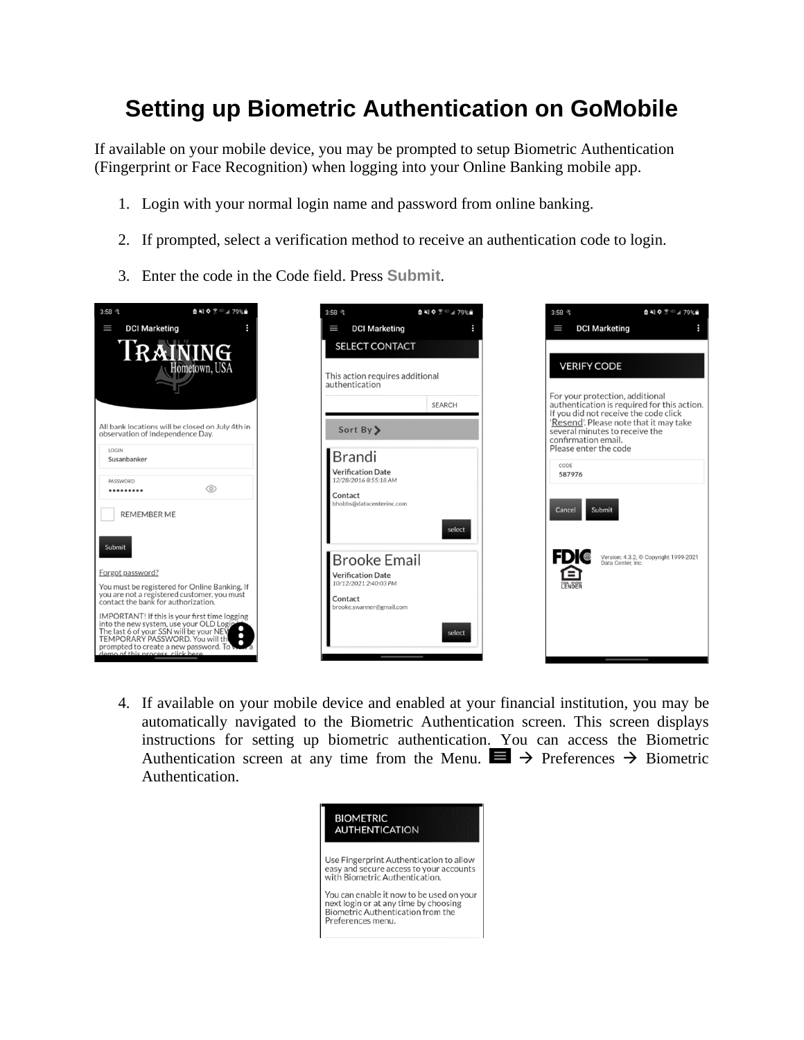# Setting up Biometric Authentication on GoMobile

If available on your mobile device, you may be prompted to setup Biometric Authentication (Fingerprint or Face Recognition) when logging into your Online Banking mobile app.

1. Login with your normal login name and password from online banking.
2. If prompted, select a verification method to receive an authentication code to login.
3. Enter the code in the Code field. Press **Submit**.
4. If available on your mobile device and enabled at your financial institution, you may be automatically navigated to the Biometric Authentication screen. This screen displays instructions for setting up biometric authentication. You can access the Biometric Authentication screen at any time from the Menu. ☰ → Preferences → Biometric Authentication.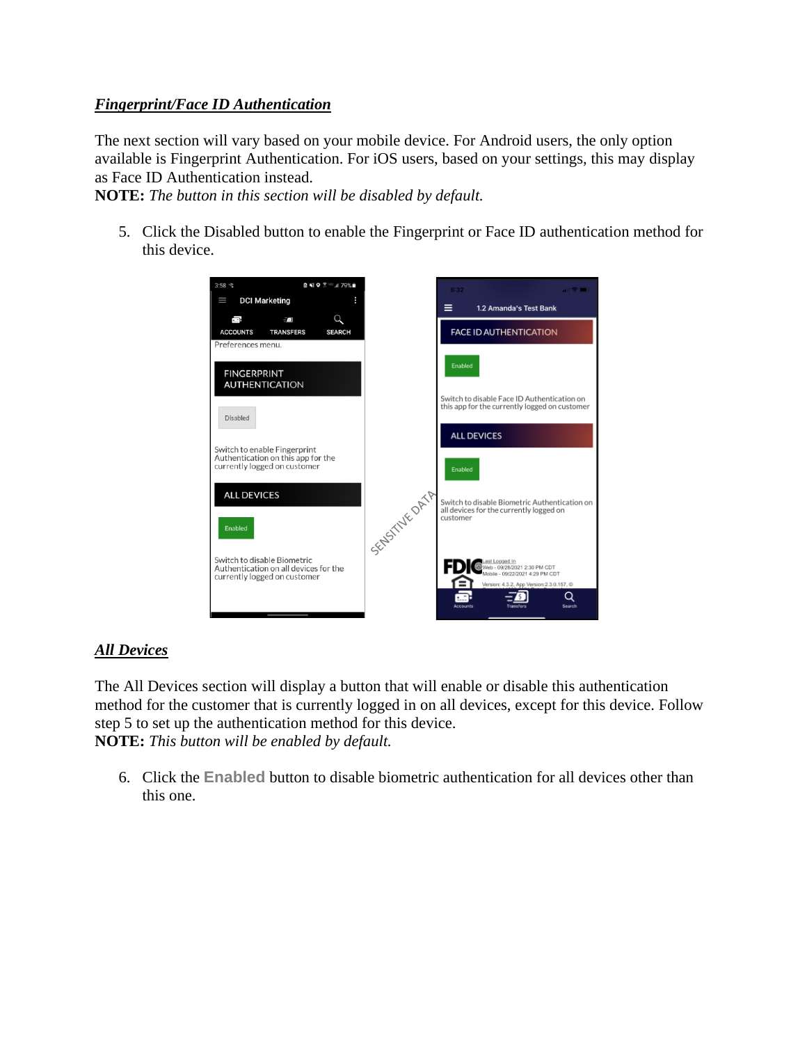***Fingerprint/Face ID Authentication***

The next section will vary based on your mobile device. For Android users, the only option available is Fingerprint Authentication. For iOS users, based on your settings, this may display as Face ID Authentication instead.

**NOTE:** *The button in this section will be disabled by default.*

5. Click the Disabled button to enable the Fingerprint or Face ID authentication method for this device.

***All Devices***

The All Devices section will display a button that will enable or disable this authentication method for the customer that is currently logged in on all devices, except for this device. Follow step 5 to set up the authentication method for this device.

**NOTE:** *This button will be enabled by default.*

6. Click the **Enabled** button to disable biometric authentication for all devices other than this one.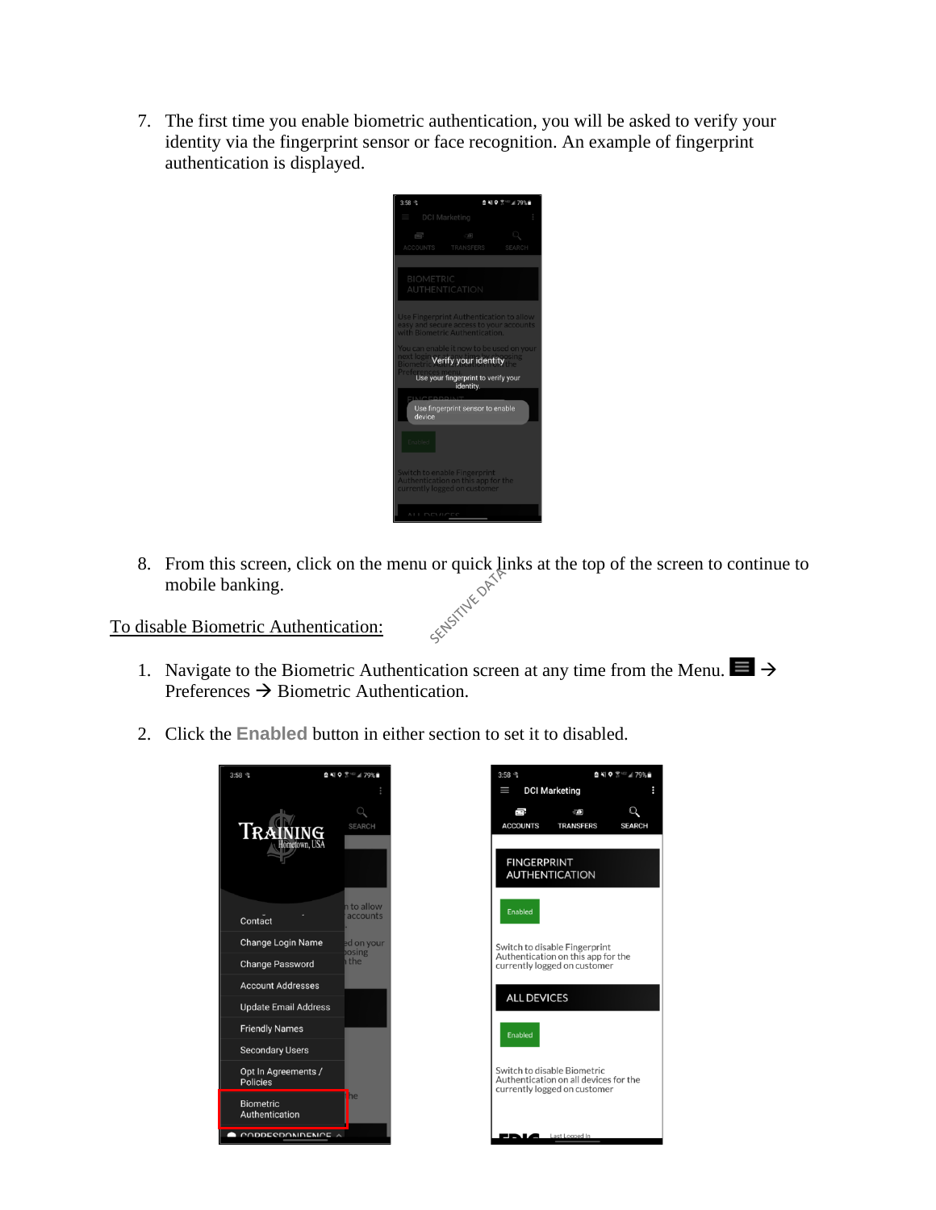7. The first time you enable biometric authentication, you will be asked to verify your identity via the fingerprint sensor or face recognition. An example of fingerprint authentication is displayed.

8. From this screen, click on the menu or quick links at the top of the screen to continue to mobile banking.

<u>To disable Biometric Authentication:</u>

1. Navigate to the Biometric Authentication screen at any time from the Menu. → Preferences → Biometric Authentication.

2. Click the **Enabled** button in either section to set it to disabled.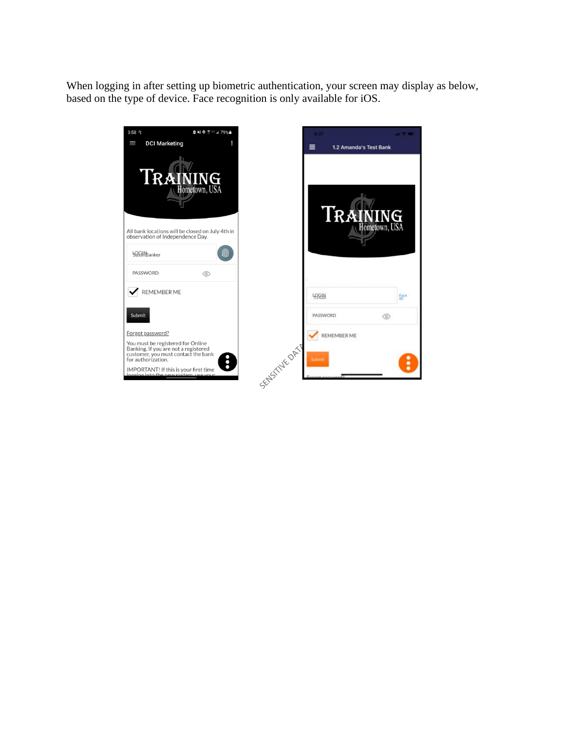When logging in after setting up biometric authentication, your screen may display as below, based on the type of device. Face recognition is only available for iOS.